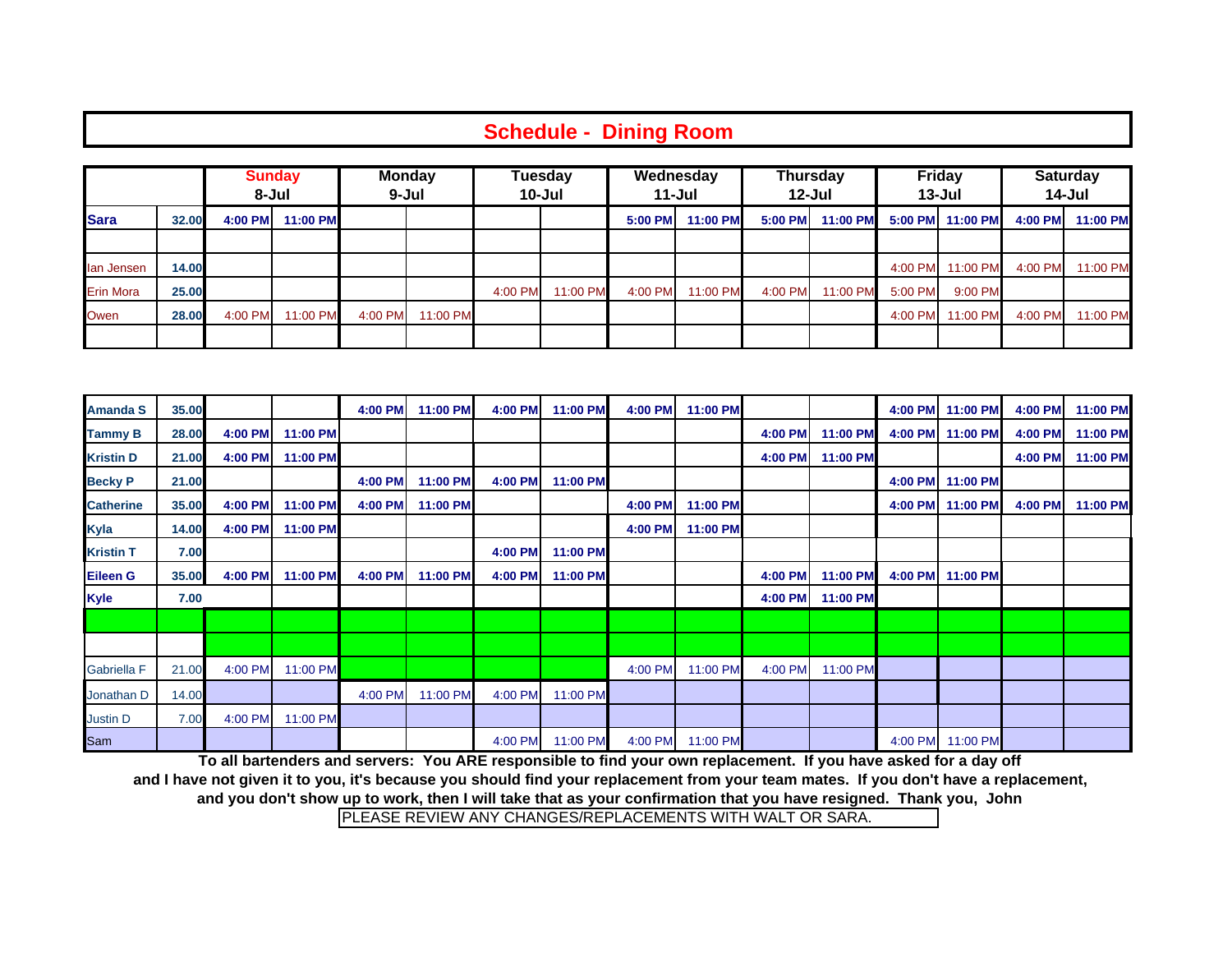# Schedule - Dining Room

| | | Sunday 8-Jul | | Monday 9-Jul | | Tuesday 10-Jul | | Wednesday 11-Jul | | Thursday 12-Jul | | Friday 13-Jul | | Saturday 14-Jul | |
|---|---|---|---|---|---|---|---|---|---|---|---|---|---|---|---|
| **Sara** | **32.00** | **4:00 PM** | **11:00 PM** | | | | | **5:00 PM** | **11:00 PM** | **5:00 PM** | **11:00 PM** | **5:00 PM** | **11:00 PM** | **4:00 PM** | **11:00 PM** |
| | | | | | | | | | | | | | | | |
| Ian Jensen | 14.00 | | | | | | | | | | | 4:00 PM | 11:00 PM | 4:00 PM | 11:00 PM |
| Erin Mora | 25.00 | | | | | 4:00 PM | 11:00 PM | 4:00 PM | 11:00 PM | 4:00 PM | 11:00 PM | 5:00 PM | 9:00 PM | | |
| Owen | 28.00 | 4:00 PM | 11:00 PM | 4:00 PM | 11:00 PM | | | | | | | 4:00 PM | 11:00 PM | 4:00 PM | 11:00 PM |
| | | | | | | | | | | | | | | | |
| **Amanda S** | **35.00** | | | **4:00 PM** | **11:00 PM** | **4:00 PM** | **11:00 PM** | **4:00 PM** | **11:00 PM** | | | **4:00 PM** | **11:00 PM** | **4:00 PM** | **11:00 PM** |
| **Tammy B** | **28.00** | **4:00 PM** | **11:00 PM** | | | | | | | **4:00 PM** | **11:00 PM** | **4:00 PM** | **11:00 PM** | **4:00 PM** | **11:00 PM** |
| **Kristin D** | **21.00** | **4:00 PM** | **11:00 PM** | | | | | | | **4:00 PM** | **11:00 PM** | | | **4:00 PM** | **11:00 PM** |
| **Becky P** | **21.00** | | | **4:00 PM** | **11:00 PM** | **4:00 PM** | **11:00 PM** | | | | | **4:00 PM** | **11:00 PM** | | |
| **Catherine** | **35.00** | **4:00 PM** | **11:00 PM** | **4:00 PM** | **11:00 PM** | | | **4:00 PM** | **11:00 PM** | | | **4:00 PM** | **11:00 PM** | **4:00 PM** | **11:00 PM** |
| **Kyla** | **14.00** | **4:00 PM** | **11:00 PM** | | | | | **4:00 PM** | **11:00 PM** | | | | | | |
| **Kristin T** | **7.00** | | | | | **4:00 PM** | **11:00 PM** | | | | | | | | |
| **Eileen G** | **35.00** | **4:00 PM** | **11:00 PM** | **4:00 PM** | **11:00 PM** | **4:00 PM** | **11:00 PM** | | | **4:00 PM** | **11:00 PM** | **4:00 PM** | **11:00 PM** | | |
| **Kyle** | **7.00** | | | | | | | | | **4:00 PM** | **11:00 PM** | | | | |
| | | | | | | | | | | | | | | | |
| | | | | | | | | | | | | | | | |
| Gabriella F | 21.00 | 4:00 PM | 11:00 PM | | | | | 4:00 PM | 11:00 PM | 4:00 PM | 11:00 PM | | | | |
| Jonathan D | 14.00 | | | 4:00 PM | 11:00 PM | 4:00 PM | 11:00 PM | | | | | | | | |
| Justin D | 7.00 | 4:00 PM | 11:00 PM | | | | | | | | | | | | |
| Sam | | | | | | 4:00 PM | 11:00 PM | 4:00 PM | 11:00 PM | | | 4:00 PM | 11:00 PM | | |

**To all bartenders and servers: You ARE responsible to find your own replacement. If you have asked for a day off and I have not given it to you, it's because you should find your replacement from your team mates. If you don't have a replacement, and you don't show up to work, then I will take that as your confirmation that you have resigned. Thank you, John**

PLEASE REVIEW ANY CHANGES/REPLACEMENTS WITH WALT OR SARA.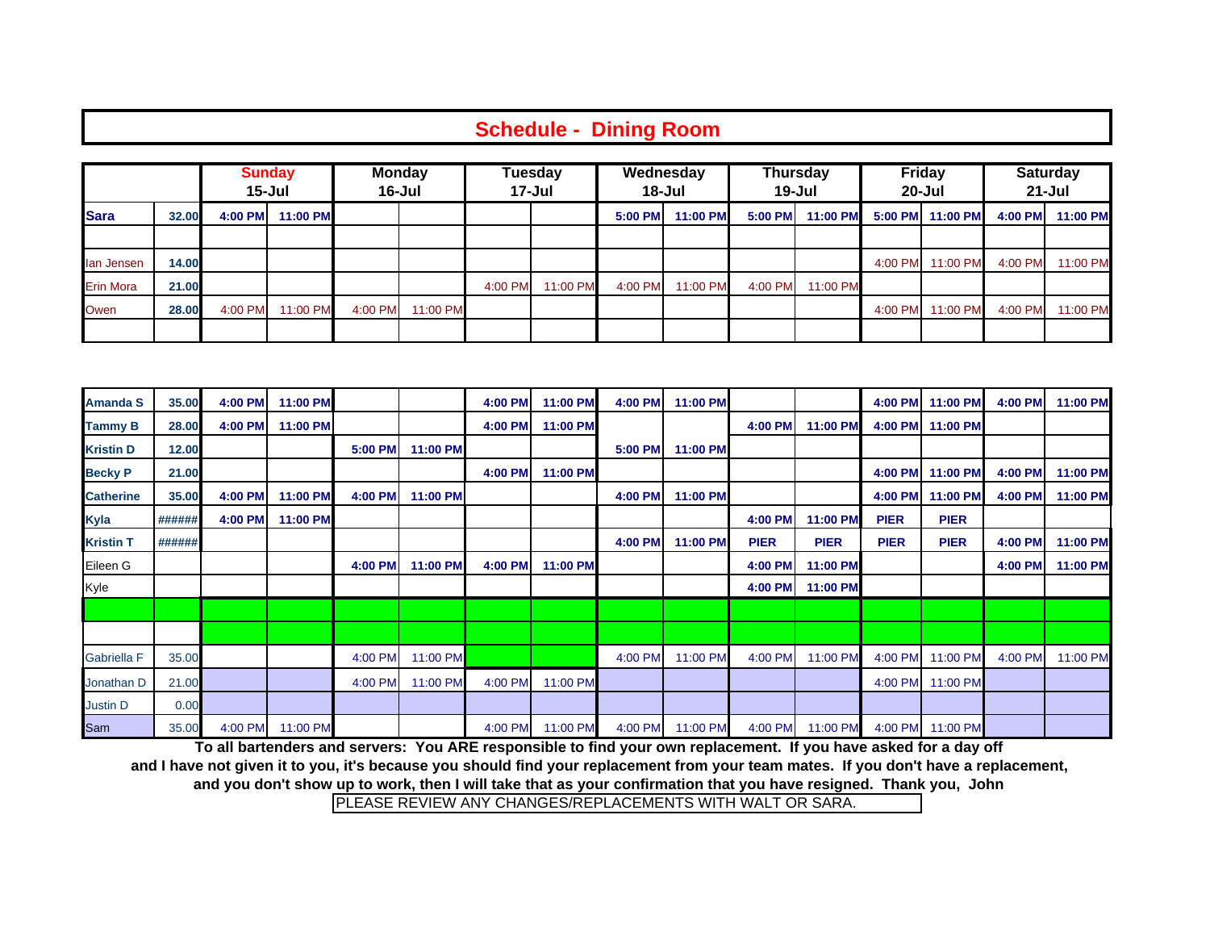# Schedule - Dining Room

| | | Sunday 15-Jul | | Monday 16-Jul | | Tuesday 17-Jul | | Wednesday 18-Jul | | Thursday 19-Jul | | Friday 20-Jul | | Saturday 21-Jul | |
|---|---|---|---|---|---|---|---|---|---|---|---|---|---|---|---|
| **Sara** | 32.00 | 4:00 PM | 11:00 PM | | | | | 5:00 PM | 11:00 PM | 5:00 PM | 11:00 PM | 5:00 PM | 11:00 PM | 4:00 PM | 11:00 PM |
| | | | | | | | | | | | | | | | |
| Ian Jensen | 14.00 | | | | | | | | | | | 4:00 PM | 11:00 PM | 4:00 PM | 11:00 PM |
| Erin Mora | 21.00 | | | | | 4:00 PM | 11:00 PM | 4:00 PM | 11:00 PM | 4:00 PM | 11:00 PM | | | | |
| Owen | 28.00 | 4:00 PM | 11:00 PM | 4:00 PM | 11:00 PM | | | | | | | 4:00 PM | 11:00 PM | 4:00 PM | 11:00 PM |
| | | | | | | | | | | | | | | | |

| | | | | | | | | | | | | | | | |
|---|---|---|---|---|---|---|---|---|---|---|---|---|---|---|---|
| **Amanda S** | 35.00 | 4:00 PM | 11:00 PM | | | 4:00 PM | 11:00 PM | 4:00 PM | 11:00 PM | | | 4:00 PM | 11:00 PM | 4:00 PM | 11:00 PM |
| **Tammy B** | 28.00 | 4:00 PM | 11:00 PM | | | 4:00 PM | 11:00 PM | | | 4:00 PM | 11:00 PM | 4:00 PM | 11:00 PM | | |
| **Kristin D** | 12.00 | | | 5:00 PM | 11:00 PM | | | 5:00 PM | 11:00 PM | | | | | | |
| **Becky P** | 21.00 | | | | | 4:00 PM | 11:00 PM | | | | | 4:00 PM | 11:00 PM | 4:00 PM | 11:00 PM |
| **Catherine** | 35.00 | 4:00 PM | 11:00 PM | 4:00 PM | 11:00 PM | | | 4:00 PM | 11:00 PM | | | 4:00 PM | 11:00 PM | 4:00 PM | 11:00 PM |
| **Kyla** | ###### | 4:00 PM | 11:00 PM | | | | | | | 4:00 PM | 11:00 PM | PIER | PIER | | |
| **Kristin T** | ###### | | | | | | | 4:00 PM | 11:00 PM | PIER | PIER | PIER | PIER | 4:00 PM | 11:00 PM |
| Eileen G | | | | 4:00 PM | 11:00 PM | 4:00 PM | 11:00 PM | | | 4:00 PM | 11:00 PM | | | 4:00 PM | 11:00 PM |
| Kyle | | | | | | | | | | 4:00 PM | 11:00 PM | | | | |
| | | | | | | | | | | | | | | | |
| | | | | | | | | | | | | | | | |
| Gabriella F | 35.00 | | | 4:00 PM | 11:00 PM | | | 4:00 PM | 11:00 PM | 4:00 PM | 11:00 PM | 4:00 PM | 11:00 PM | 4:00 PM | 11:00 PM |
| Jonathan D | 21.00 | | | 4:00 PM | 11:00 PM | 4:00 PM | 11:00 PM | | | | | 4:00 PM | 11:00 PM | | |
| Justin D | 0.00 | | | | | | | | | | | | | | |
| Sam | 35.00 | 4:00 PM | 11:00 PM | | | 4:00 PM | 11:00 PM | 4:00 PM | 11:00 PM | 4:00 PM | 11:00 PM | 4:00 PM | 11:00 PM | | |

**To all bartenders and servers: You ARE responsible to find your own replacement. If you have asked for a day off and I have not given it to you, it's because you should find your replacement from your team mates. If you don't have a replacement, and you don't show up to work, then I will take that as your confirmation that you have resigned. Thank you, John**

PLEASE REVIEW ANY CHANGES/REPLACEMENTS WITH WALT OR SARA.